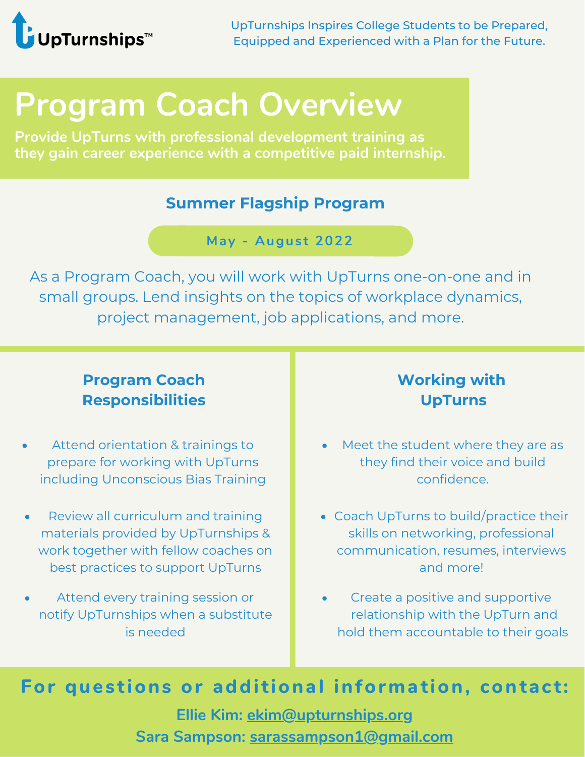UpTurnships™

UpTurnships Inspires College Students to be Prepared, Equipped and Experienced with a Plan for the Future.

# Program Coach Overview

**Provide UpTurns with professional development training as they gain career experience with a competitive paid internship.**

## Summer Flagship Program

**May - August 2022**

As a Program Coach, you will work with UpTurns one-on-one and in small groups. Lend insights on the topics of workplace dynamics, project management, job applications, and more.

### Program Coach Responsibilities

- Attend orientation & trainings to prepare for working with UpTurns including Unconscious Bias Training
- Review all curriculum and training materials provided by UpTurnships & work together with fellow coaches on best practices to support UpTurns
- Attend every training session or notify UpTurnships when a substitute is needed

### Working with UpTurns

- Meet the student where they are as they find their voice and build confidence.
- Coach UpTurns to build/practice their skills on networking, professional communication, resumes, interviews and more!
- Create a positive and supportive relationship with the UpTurn and hold them accountable to their goals

## For questions or additional information, contact:

**Ellie Kim: ekim@upturnships.org**

**Sara Sampson: sarassampson1@gmail.com**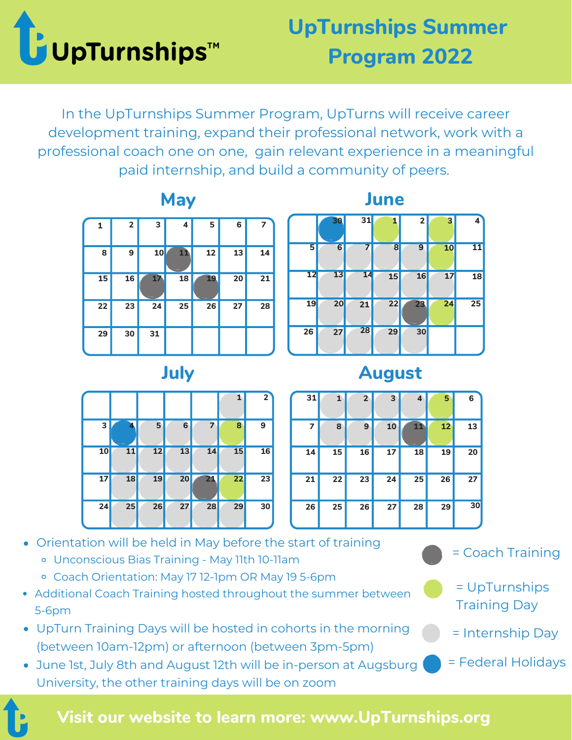# UpTurnships™

## UpTurnships Summer Program 2022

In the UpTurnships Summer Program, UpTurns will receive career development training, expand their professional network, work with a professional coach one on one, gain relevant experience in a meaningful paid internship, and build a community of peers.

### May

| | | | | | | |
|---|---|---|---|---|---|---|
| 1 | 2 | 3 | 4 | 5 | 6 | 7 |
| 8 | 9 | 10 | 11 | 12 | 13 | 14 |
| 15 | 16 | 17 | 18 | 19 | 20 | 21 |
| 22 | 23 | 24 | 25 | 26 | 27 | 28 |
| 29 | 30 | 31 | | | | |

### June

| | | | | | | |
|---|---|---|---|---|---|---|
| | 30 | 31 | 1 | 2 | 3 | 4 |
| 5 | 6 | 7 | 8 | 9 | 10 | 11 |
| 12 | 13 | 14 | 15 | 16 | 17 | 18 |
| 19 | 20 | 21 | 22 | 23 | 24 | 25 |
| 26 | 27 | 28 | 29 | 30 | | |

### July

| | | | | | | |
|---|---|---|---|---|---|---|
| | | | | | 1 | 2 |
| 3 | 4 | 5 | 6 | 7 | 8 | 9 |
| 10 | 11 | 12 | 13 | 14 | 15 | 16 |
| 17 | 18 | 19 | 20 | 21 | 22 | 23 |
| 24 | 25 | 26 | 27 | 28 | 29 | 30 |

### August

| | | | | | | |
|---|---|---|---|---|---|---|
| 31 | 1 | 2 | 3 | 4 | 5 | 6 |
| 7 | 8 | 9 | 10 | 11 | 12 | 13 |
| 14 | 15 | 16 | 17 | 18 | 19 | 20 |
| 21 | 22 | 23 | 24 | 25 | 26 | 27 |
| 26 | 25 | 26 | 27 | 28 | 29 | 30 |

- Orientation will be held in May before the start of training
  - Unconscious Bias Training - May 11th 10-11am
  - Coach Orientation: May 17 12-1pm OR May 19 5-6pm
- Additional Coach Training hosted throughout the summer between 5-6pm
- UpTurn Training Days will be hosted in cohorts in the morning (between 10am-12pm) or afternoon (between 3pm-5pm)
- June 1st, July 8th and August 12th will be in-person at Augsburg University, the other training days will be on zoom

= Coach Training

= UpTurnships Training Day

= Internship Day

= Federal Holidays

**Visit our website to learn more: www.UpTurnships.org**